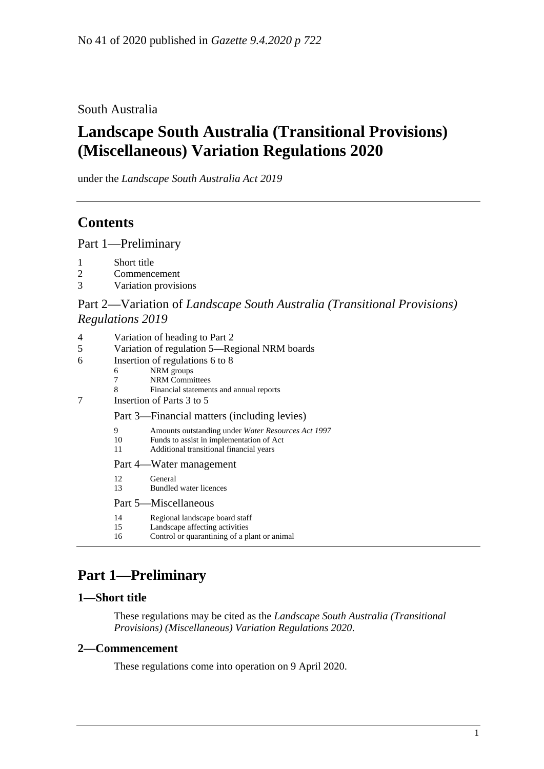No 41 of 2020 published in *Gazette 9.4.2020 p 722*

South Australia

# Landscape South Australia (Transitional Provisions) (Miscellaneous) Variation Regulations 2020

under the *Landscape South Australia Act 2019*

## Contents

Part 1—Preliminary

1 Short title
2 Commencement
3 Variation provisions

Part 2—Variation of *Landscape South Australia (Transitional Provisions) Regulations 2019*

4 Variation of heading to Part 2
5 Variation of regulation 5—Regional NRM boards
6 Insertion of regulations 6 to 8
  6 NRM groups
  7 NRM Committees
  8 Financial statements and annual reports
7 Insertion of Parts 3 to 5

  Part 3—Financial matters (including levies)

  9 Amounts outstanding under *Water Resources Act 1997*
  10 Funds to assist in implementation of Act
  11 Additional transitional financial years

  Part 4—Water management

  12 General
  13 Bundled water licences

  Part 5—Miscellaneous

  14 Regional landscape board staff
  15 Landscape affecting activities
  16 Control or quarantining of a plant or animal

## Part 1—Preliminary

### 1—Short title

These regulations may be cited as the *Landscape South Australia (Transitional Provisions) (Miscellaneous) Variation Regulations 2020*.

### 2—Commencement

These regulations come into operation on 9 April 2020.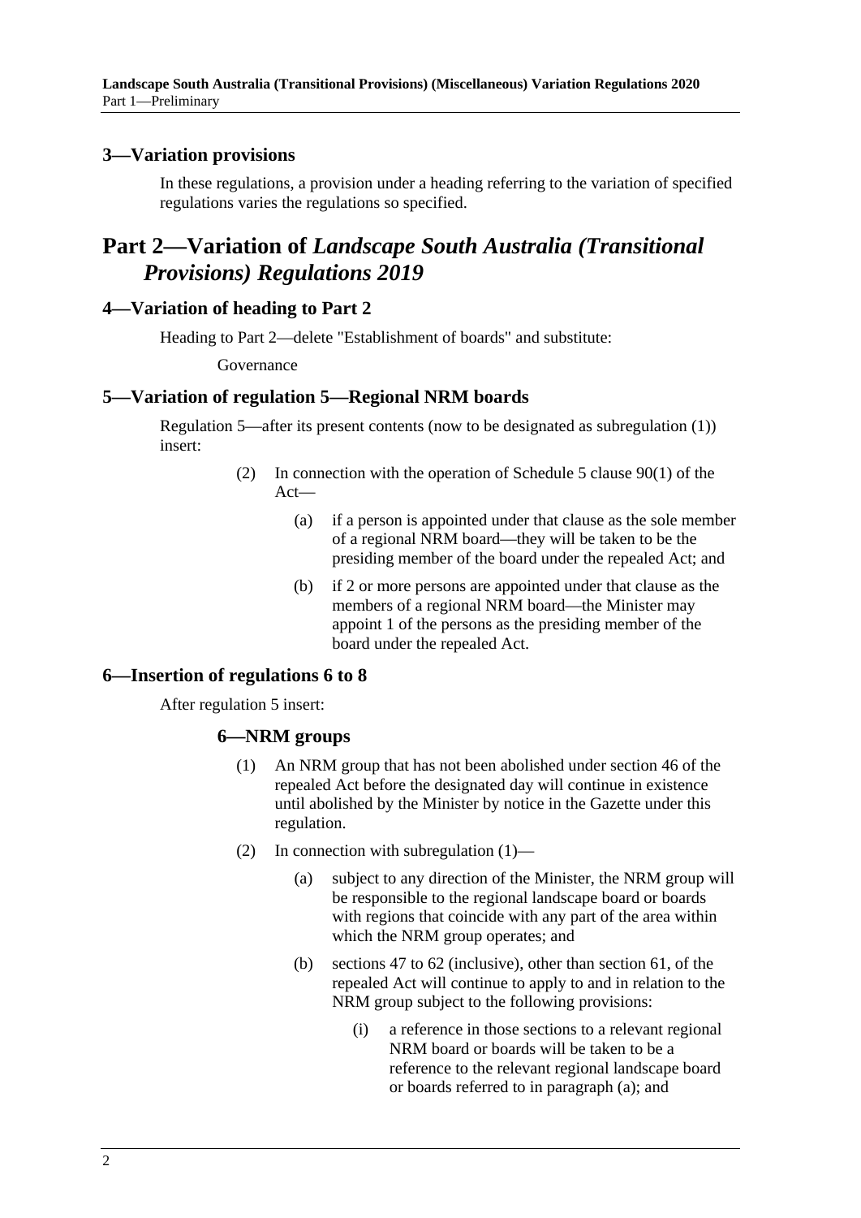## 3—Variation provisions

In these regulations, a provision under a heading referring to the variation of specified regulations varies the regulations so specified.

# Part 2—Variation of *Landscape South Australia (Transitional Provisions) Regulations 2019*

## 4—Variation of heading to Part 2

Heading to Part 2—delete "Establishment of boards" and substitute:

Governance

## 5—Variation of regulation 5—Regional NRM boards

Regulation 5—after its present contents (now to be designated as subregulation (1)) insert:

(2) In connection with the operation of Schedule 5 clause 90(1) of the Act—

(a) if a person is appointed under that clause as the sole member of a regional NRM board—they will be taken to be the presiding member of the board under the repealed Act; and

(b) if 2 or more persons are appointed under that clause as the members of a regional NRM board—the Minister may appoint 1 of the persons as the presiding member of the board under the repealed Act.

## 6—Insertion of regulations 6 to 8

After regulation 5 insert:

### 6—NRM groups

(1) An NRM group that has not been abolished under section 46 of the repealed Act before the designated day will continue in existence until abolished by the Minister by notice in the Gazette under this regulation.

(2) In connection with subregulation (1)—

(a) subject to any direction of the Minister, the NRM group will be responsible to the regional landscape board or boards with regions that coincide with any part of the area within which the NRM group operates; and

(b) sections 47 to 62 (inclusive), other than section 61, of the repealed Act will continue to apply to and in relation to the NRM group subject to the following provisions:

(i) a reference in those sections to a relevant regional NRM board or boards will be taken to be a reference to the relevant regional landscape board or boards referred to in paragraph (a); and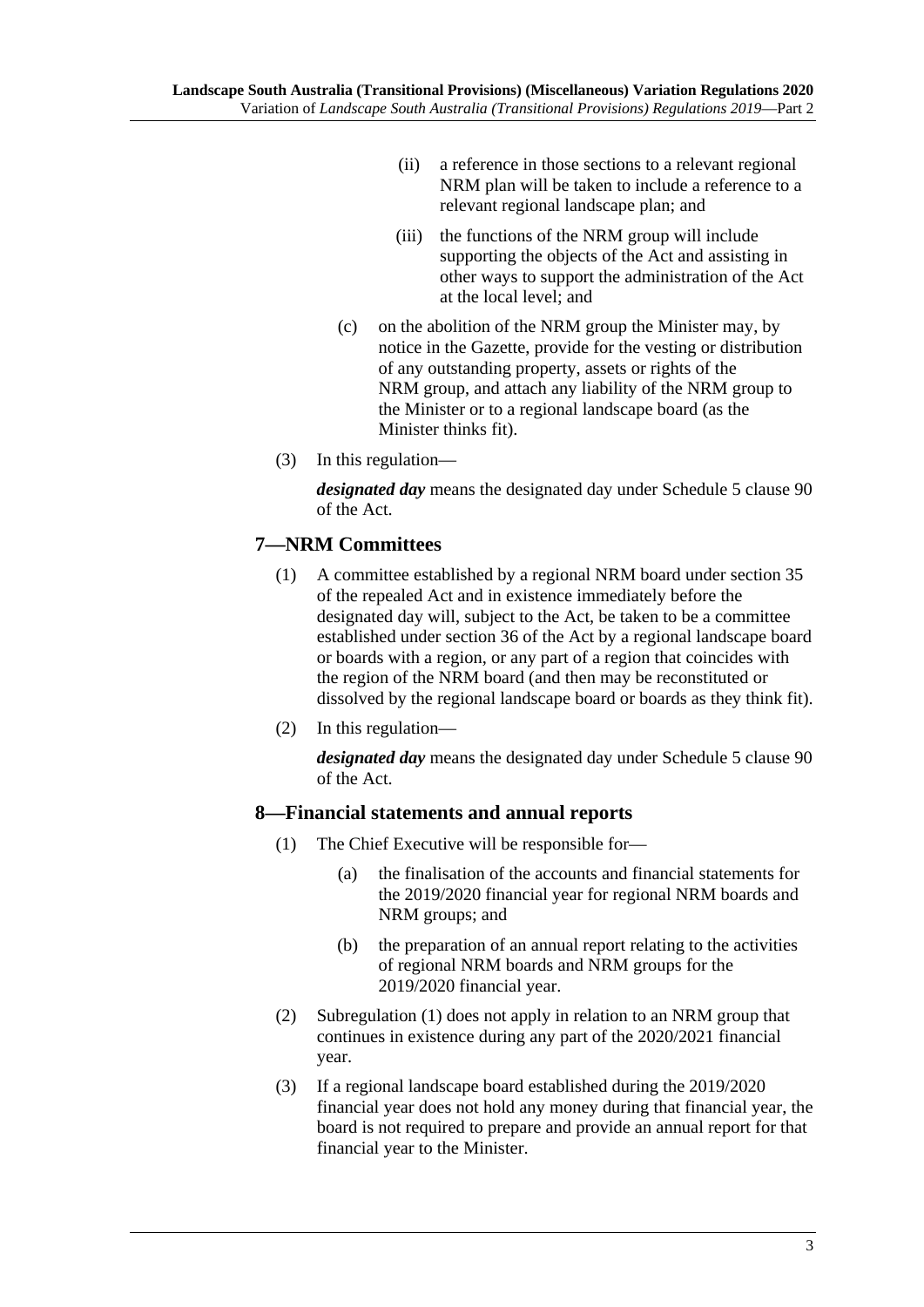(ii) a reference in those sections to a relevant regional NRM plan will be taken to include a reference to a relevant regional landscape plan; and

(iii) the functions of the NRM group will include supporting the objects of the Act and assisting in other ways to support the administration of the Act at the local level; and

(c) on the abolition of the NRM group the Minister may, by notice in the Gazette, provide for the vesting or distribution of any outstanding property, assets or rights of the NRM group, and attach any liability of the NRM group to the Minister or to a regional landscape board (as the Minister thinks fit).

(3) In this regulation—

***designated day*** means the designated day under Schedule 5 clause 90 of the Act.

## 7—NRM Committees

(1) A committee established by a regional NRM board under section 35 of the repealed Act and in existence immediately before the designated day will, subject to the Act, be taken to be a committee established under section 36 of the Act by a regional landscape board or boards with a region, or any part of a region that coincides with the region of the NRM board (and then may be reconstituted or dissolved by the regional landscape board or boards as they think fit).

(2) In this regulation—

***designated day*** means the designated day under Schedule 5 clause 90 of the Act.

## 8—Financial statements and annual reports

(1) The Chief Executive will be responsible for—

(a) the finalisation of the accounts and financial statements for the 2019/2020 financial year for regional NRM boards and NRM groups; and

(b) the preparation of an annual report relating to the activities of regional NRM boards and NRM groups for the 2019/2020 financial year.

(2) Subregulation (1) does not apply in relation to an NRM group that continues in existence during any part of the 2020/2021 financial year.

(3) If a regional landscape board established during the 2019/2020 financial year does not hold any money during that financial year, the board is not required to prepare and provide an annual report for that financial year to the Minister.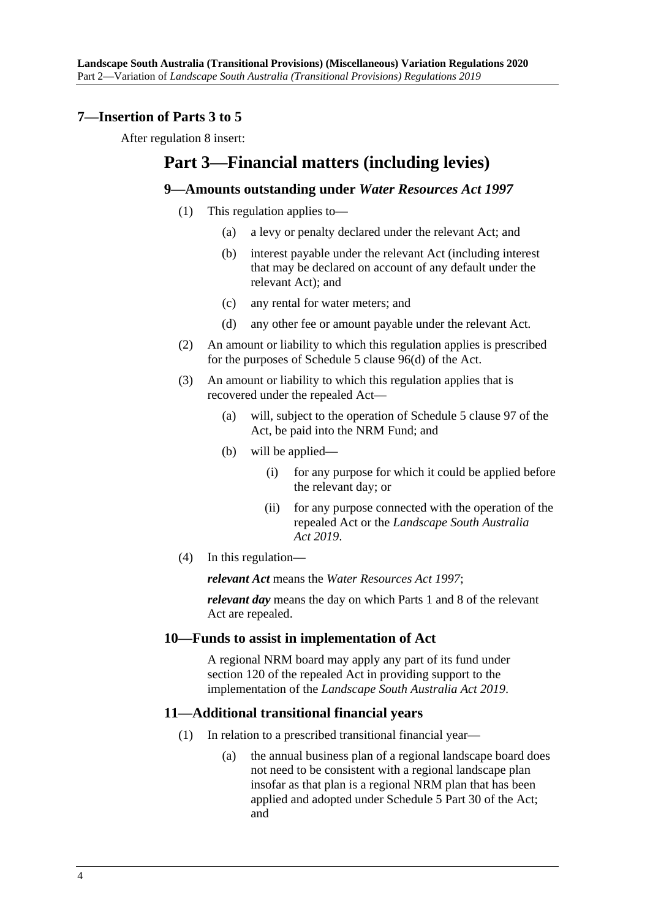## 7—Insertion of Parts 3 to 5

After regulation 8 insert:

# Part 3—Financial matters (including levies)

### 9—Amounts outstanding under *Water Resources Act 1997*

(1) This regulation applies to—

(a) a levy or penalty declared under the relevant Act; and

(b) interest payable under the relevant Act (including interest that may be declared on account of any default under the relevant Act); and

(c) any rental for water meters; and

(d) any other fee or amount payable under the relevant Act.

(2) An amount or liability to which this regulation applies is prescribed for the purposes of Schedule 5 clause 96(d) of the Act.

(3) An amount or liability to which this regulation applies that is recovered under the repealed Act—

(a) will, subject to the operation of Schedule 5 clause 97 of the Act, be paid into the NRM Fund; and

(b) will be applied—

(i) for any purpose for which it could be applied before the relevant day; or

(ii) for any purpose connected with the operation of the repealed Act or the *Landscape South Australia Act 2019*.

(4) In this regulation—

***relevant Act*** means the *Water Resources Act 1997*;

***relevant day*** means the day on which Parts 1 and 8 of the relevant Act are repealed.

### 10—Funds to assist in implementation of Act

A regional NRM board may apply any part of its fund under section 120 of the repealed Act in providing support to the implementation of the *Landscape South Australia Act 2019*.

### 11—Additional transitional financial years

(1) In relation to a prescribed transitional financial year—

(a) the annual business plan of a regional landscape board does not need to be consistent with a regional landscape plan insofar as that plan is a regional NRM plan that has been applied and adopted under Schedule 5 Part 30 of the Act; and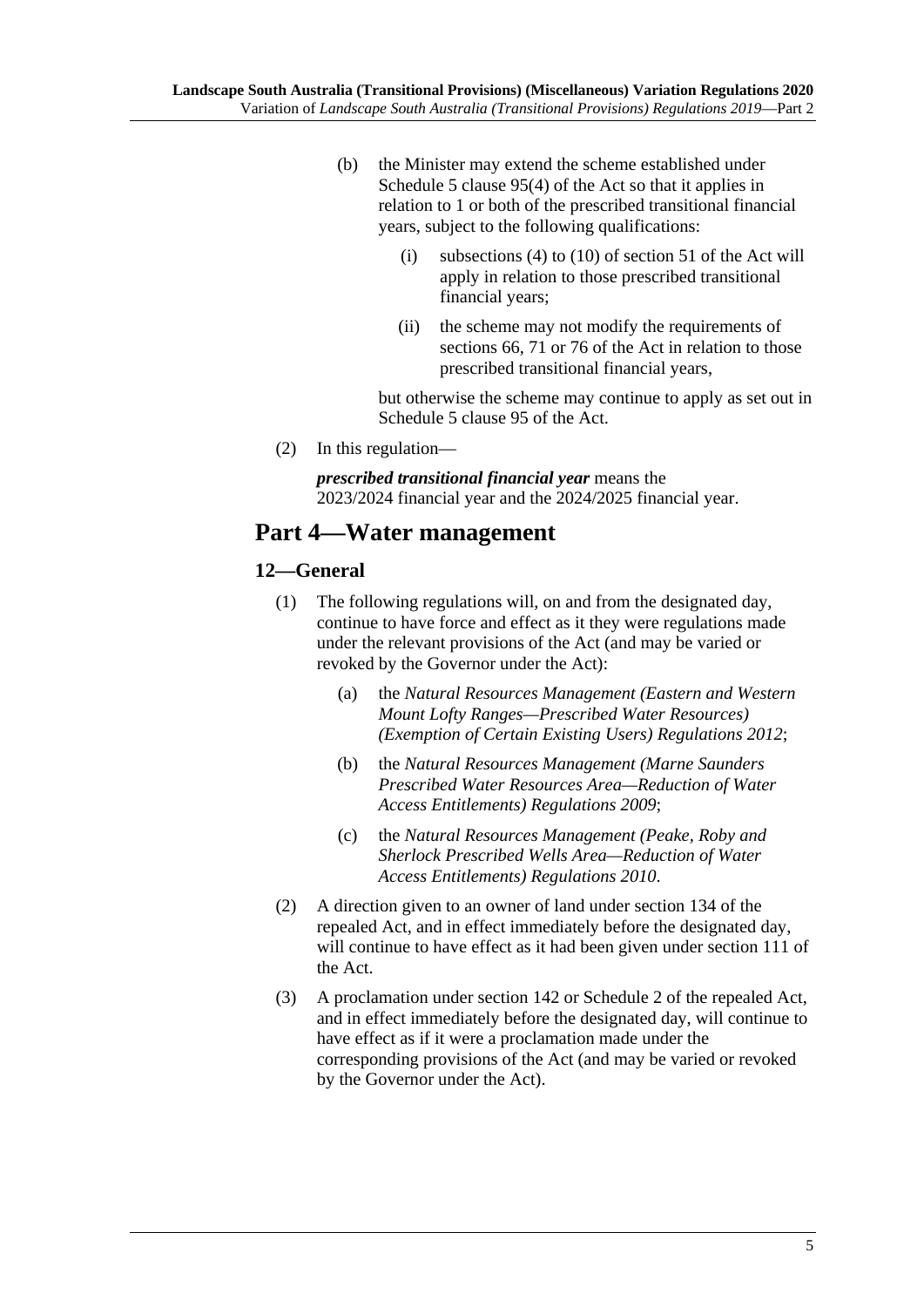(b) the Minister may extend the scheme established under Schedule 5 clause 95(4) of the Act so that it applies in relation to 1 or both of the prescribed transitional financial years, subject to the following qualifications:

   (i) subsections (4) to (10) of section 51 of the Act will apply in relation to those prescribed transitional financial years;

   (ii) the scheme may not modify the requirements of sections 66, 71 or 76 of the Act in relation to those prescribed transitional financial years,

but otherwise the scheme may continue to apply as set out in Schedule 5 clause 95 of the Act.

(2) In this regulation—

***prescribed transitional financial year*** means the 2023/2024 financial year and the 2024/2025 financial year.

# Part 4—Water management

## 12—General

(1) The following regulations will, on and from the designated day, continue to have force and effect as it they were regulations made under the relevant provisions of the Act (and may be varied or revoked by the Governor under the Act):

   (a) the *Natural Resources Management (Eastern and Western Mount Lofty Ranges—Prescribed Water Resources) (Exemption of Certain Existing Users) Regulations 2012*;

   (b) the *Natural Resources Management (Marne Saunders Prescribed Water Resources Area—Reduction of Water Access Entitlements) Regulations 2009*;

   (c) the *Natural Resources Management (Peake, Roby and Sherlock Prescribed Wells Area—Reduction of Water Access Entitlements) Regulations 2010*.

(2) A direction given to an owner of land under section 134 of the repealed Act, and in effect immediately before the designated day, will continue to have effect as it had been given under section 111 of the Act.

(3) A proclamation under section 142 or Schedule 2 of the repealed Act, and in effect immediately before the designated day, will continue to have effect as if it were a proclamation made under the corresponding provisions of the Act (and may be varied or revoked by the Governor under the Act).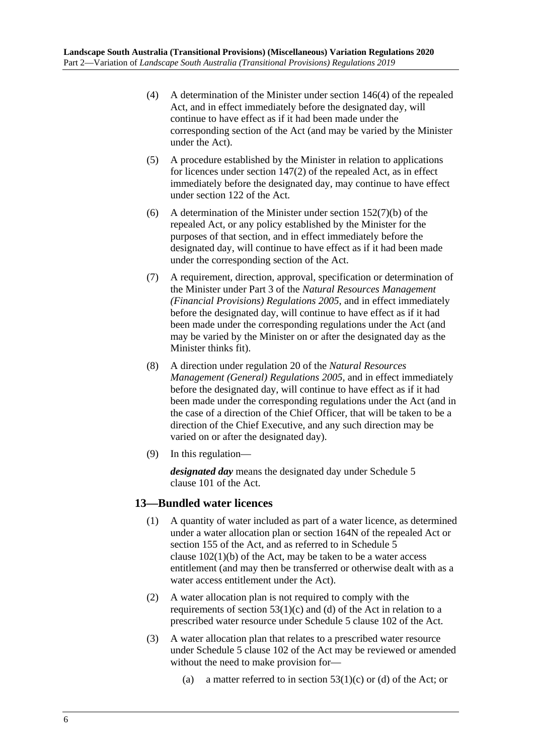(4) A determination of the Minister under section 146(4) of the repealed Act, and in effect immediately before the designated day, will continue to have effect as if it had been made under the corresponding section of the Act (and may be varied by the Minister under the Act).

(5) A procedure established by the Minister in relation to applications for licences under section 147(2) of the repealed Act, as in effect immediately before the designated day, may continue to have effect under section 122 of the Act.

(6) A determination of the Minister under section 152(7)(b) of the repealed Act, or any policy established by the Minister for the purposes of that section, and in effect immediately before the designated day, will continue to have effect as if it had been made under the corresponding section of the Act.

(7) A requirement, direction, approval, specification or determination of the Minister under Part 3 of the *Natural Resources Management (Financial Provisions) Regulations 2005*, and in effect immediately before the designated day, will continue to have effect as if it had been made under the corresponding regulations under the Act (and may be varied by the Minister on or after the designated day as the Minister thinks fit).

(8) A direction under regulation 20 of the *Natural Resources Management (General) Regulations 2005*, and in effect immediately before the designated day, will continue to have effect as if it had been made under the corresponding regulations under the Act (and in the case of a direction of the Chief Officer, that will be taken to be a direction of the Chief Executive, and any such direction may be varied on or after the designated day).

(9) In this regulation—

***designated day*** means the designated day under Schedule 5 clause 101 of the Act.

## 13—Bundled water licences

(1) A quantity of water included as part of a water licence, as determined under a water allocation plan or section 164N of the repealed Act or section 155 of the Act, and as referred to in Schedule 5 clause 102(1)(b) of the Act, may be taken to be a water access entitlement (and may then be transferred or otherwise dealt with as a water access entitlement under the Act).

(2) A water allocation plan is not required to comply with the requirements of section 53(1)(c) and (d) of the Act in relation to a prescribed water resource under Schedule 5 clause 102 of the Act.

(3) A water allocation plan that relates to a prescribed water resource under Schedule 5 clause 102 of the Act may be reviewed or amended without the need to make provision for—

(a) a matter referred to in section 53(1)(c) or (d) of the Act; or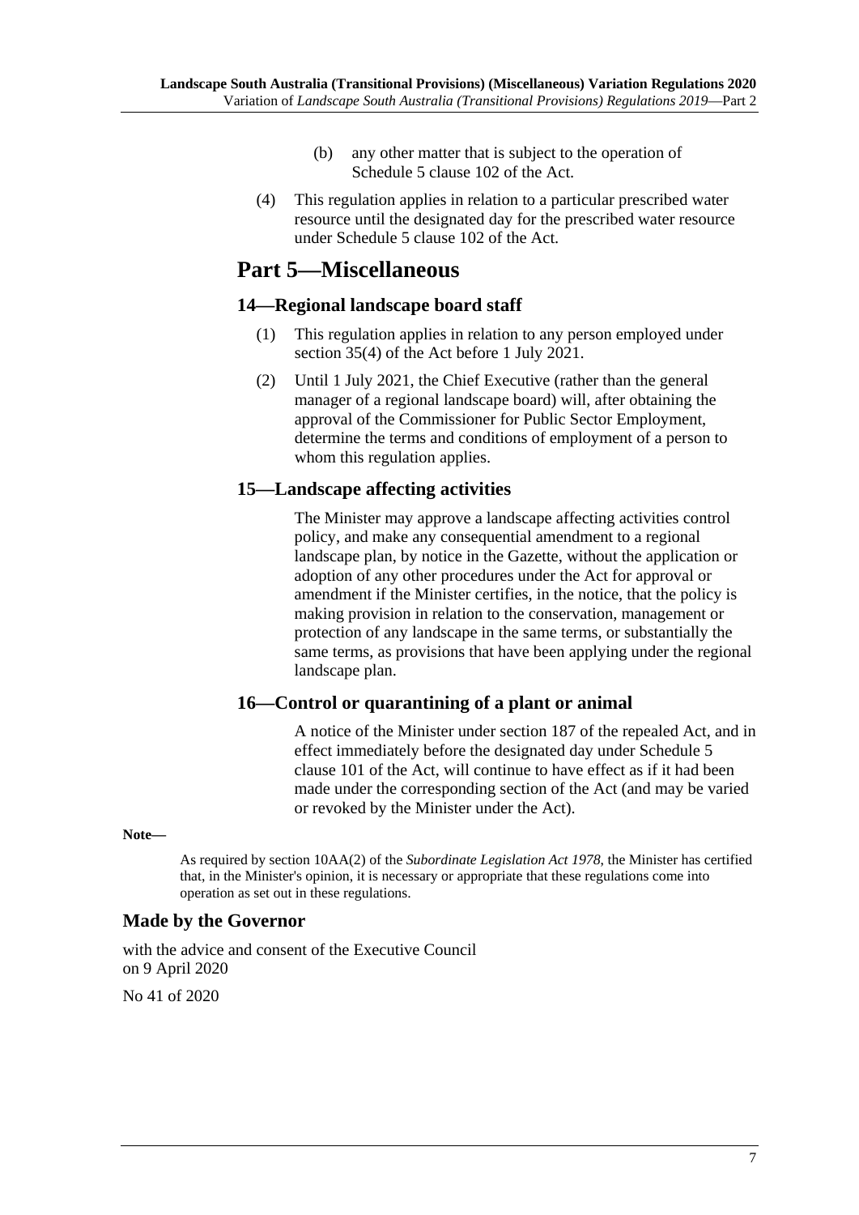(b) any other matter that is subject to the operation of Schedule 5 clause 102 of the Act.

(4) This regulation applies in relation to a particular prescribed water resource until the designated day for the prescribed water resource under Schedule 5 clause 102 of the Act.

# Part 5—Miscellaneous

## 14—Regional landscape board staff

(1) This regulation applies in relation to any person employed under section 35(4) of the Act before 1 July 2021.

(2) Until 1 July 2021, the Chief Executive (rather than the general manager of a regional landscape board) will, after obtaining the approval of the Commissioner for Public Sector Employment, determine the terms and conditions of employment of a person to whom this regulation applies.

## 15—Landscape affecting activities

The Minister may approve a landscape affecting activities control policy, and make any consequential amendment to a regional landscape plan, by notice in the Gazette, without the application or adoption of any other procedures under the Act for approval or amendment if the Minister certifies, in the notice, that the policy is making provision in relation to the conservation, management or protection of any landscape in the same terms, or substantially the same terms, as provisions that have been applying under the regional landscape plan.

## 16—Control or quarantining of a plant or animal

A notice of the Minister under section 187 of the repealed Act, and in effect immediately before the designated day under Schedule 5 clause 101 of the Act, will continue to have effect as if it had been made under the corresponding section of the Act (and may be varied or revoked by the Minister under the Act).

**Note—**

As required by section 10AA(2) of the *Subordinate Legislation Act 1978*, the Minister has certified that, in the Minister's opinion, it is necessary or appropriate that these regulations come into operation as set out in these regulations.

## Made by the Governor

with the advice and consent of the Executive Council on 9 April 2020

No 41 of 2020